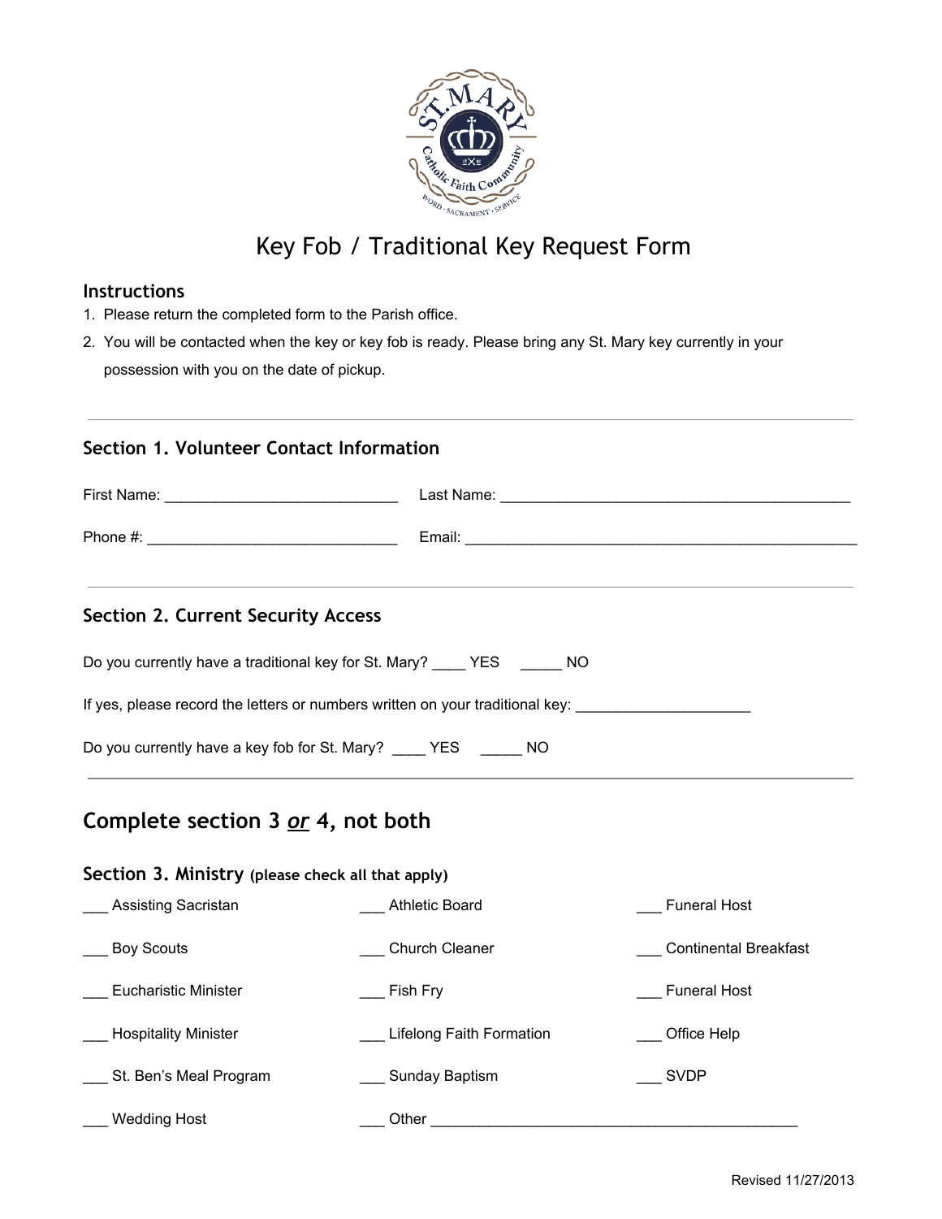# Key Fob / Traditional Key Request Form

### Instructions

1. Please return the completed form to the Parish office.
2. You will be contacted when the key or key fob is ready. Please bring any St. Mary key currently in your possession with you on the date of pickup.

---

### Section 1. Volunteer Contact Information

First Name: ____________________________ Last Name: ___________________________________________

Phone #: ______________________________ Email: ________________________________________________

---

### Section 2. Current Security Access

Do you currently have a traditional key for St. Mary? ____ YES _____ NO

If yes, please record the letters or numbers written on your traditional key: ____________________

Do you currently have a key fob for St. Mary? ____ YES _____ NO

---

## Complete section 3 *or* 4, not both

### Section 3. Ministry (please check all that apply)

___ Assisting Sacristan

___ Athletic Board

___ Funeral Host

___ Boy Scouts

___ Church Cleaner

___ Continental Breakfast

___ Eucharistic Minister

___ Fish Fry

___ Funeral Host

___ Hospitality Minister

___ Lifelong Faith Formation

___ Office Help

___ St. Ben's Meal Program

___ Sunday Baptism

___ SVDP

___ Wedding Host

___ Other ____________________________________________

Revised 11/27/2013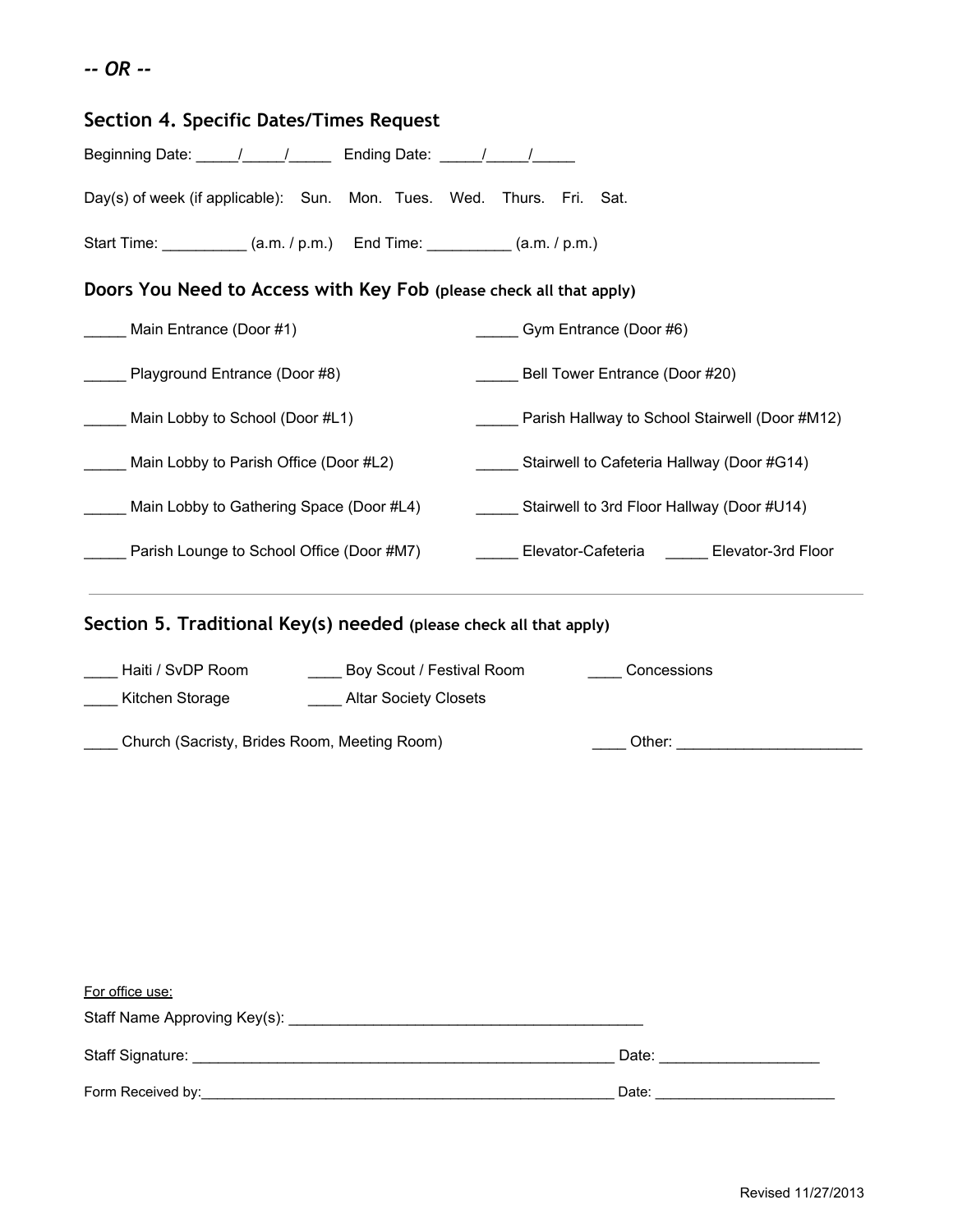***-- OR --***

## Section 4. Specific Dates/Times Request

Beginning Date: _____/_____/_____ Ending Date: _____/_____/_____

Day(s) of week (if applicable): Sun. Mon. Tues. Wed. Thurs. Fri. Sat.

Start Time: __________ (a.m. / p.m.) End Time: __________ (a.m. / p.m.)

## Doors You Need to Access with Key Fob (please check all that apply)

_____ Main Entrance (Door #1)

_____ Playground Entrance (Door #8)

_____ Main Lobby to School (Door #L1)

_____ Main Lobby to Parish Office (Door #L2)

_____ Main Lobby to Gathering Space (Door #L4)

_____ Parish Lounge to School Office (Door #M7)

_____ Gym Entrance (Door #6)

_____ Bell Tower Entrance (Door #20)

_____ Parish Hallway to School Stairwell (Door #M12)

_____ Stairwell to Cafeteria Hallway (Door #G14)

_____ Stairwell to 3rd Floor Hallway (Door #U14)

_____ Elevator-Cafeteria _____ Elevator-3rd Floor

---

## Section 5. Traditional Key(s) needed (please check all that apply)

____ Haiti / SvDP Room ____ Boy Scout / Festival Room ____ Concessions

____ Kitchen Storage ____ Altar Society Closets

____ Church (Sacristy, Brides Room, Meeting Room) ____ Other: ______________________

For office use:

Staff Name Approving Key(s): ____________________________________________

Staff Signature: ____________________________________________________ Date: ___________________

Form Received by: ____________________________________________________ Date: ______________________

Revised 11/27/2013